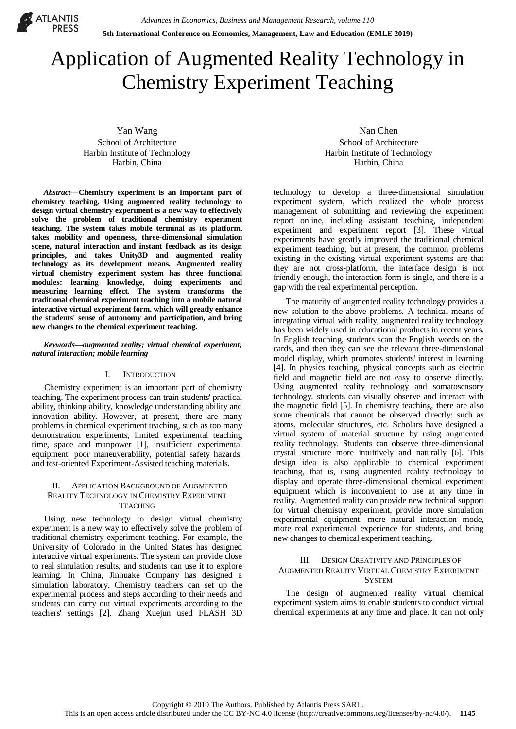# Application of Augmented Reality Technology in Chemistry Experiment Teaching

Yan Wang
School of Architecture
Harbin Institute of Technology
Harbin, China

Nan Chen
School of Architecture
Harbin Institute of Technology
Harbin, China

***Abstract*—Chemistry experiment is an important part of chemistry teaching. Using augmented reality technology to design virtual chemistry experiment is a new way to effectively solve the problem of traditional chemistry experiment teaching. The system takes mobile terminal as its platform, takes mobility and openness, three-dimensional simulation scene, natural interaction and instant feedback as its design principles, and takes Unity3D and augmented reality technology as its development means. Augmented reality virtual chemistry experiment system has three functional modules: learning knowledge, doing experiments and measuring learning effect. The system transforms the traditional chemical experiment teaching into a mobile natural interactive virtual experiment form, which will greatly enhance the students' sense of autonomy and participation, and bring new changes to the chemical experiment teaching.**

***Keywords—augmented reality; virtual chemical experiment; natural interaction; mobile learning***

## I. Introduction

Chemistry experiment is an important part of chemistry teaching. The experiment process can train students' practical ability, thinking ability, knowledge understanding ability and innovation ability. However, at present, there are many problems in chemical experiment teaching, such as too many demonstration experiments, limited experimental teaching time, space and manpower [1], insufficient experimental equipment, poor maneuverability, potential safety hazards, and test-oriented Experiment-Assisted teaching materials.

## II. Application Background of Augmented Reality Technology in Chemistry Experiment Teaching

Using new technology to design virtual chemistry experiment is a new way to effectively solve the problem of traditional chemistry experiment teaching. For example, the University of Colorado in the United States has designed interactive virtual experiments. The system can provide close to real simulation results, and students can use it to explore learning. In China, Jinhuake Company has designed a simulation laboratory. Chemistry teachers can set up the experimental process and steps according to their needs and students can carry out virtual experiments according to the teachers' settings [2]. Zhang Xuejun used FLASH 3D technology to develop a three-dimensional simulation experiment system, which realized the whole process management of submitting and reviewing the experiment report online, including assistant teaching, independent experiment and experiment report [3]. These virtual experiments have greatly improved the traditional chemical experiment teaching, but at present, the common problems existing in the existing virtual experiment systems are that they are not cross-platform, the interface design is not friendly enough, the interaction form is single, and there is a gap with the real experimental perception.

The maturity of augmented reality technology provides a new solution to the above problems. A technical means of integrating virtual with reality, augmented reality technology has been widely used in educational products in recent years. In English teaching, students scan the English words on the cards, and then they can see the relevant three-dimensional model display, which promotes students' interest in learning [4]. In physics teaching, physical concepts such as electric field and magnetic field are not easy to observe directly. Using augmented reality technology and somatosensory technology, students can visually observe and interact with the magnetic field [5]. In chemistry teaching, there are also some chemicals that cannot be observed directly: such as atoms, molecular structures, etc. Scholars have designed a virtual system of material structure by using augmented reality technology. Students can observe three-dimensional crystal structure more intuitively and naturally [6]. This design idea is also applicable to chemical experiment teaching, that is, using augmented reality technology to display and operate three-dimensional chemical experiment equipment which is inconvenient to use at any time in reality. Augmented reality can provide new technical support for virtual chemistry experiment, provide more simulation experimental equipment, more natural interaction mode, more real experimental experience for students, and bring new changes to chemical experiment teaching.

## III. Design Creativity and Principles of Augmented Reality Virtual Chemistry Experiment System

The design of augmented reality virtual chemical experiment system aims to enable students to conduct virtual chemical experiments at any time and place. It can not only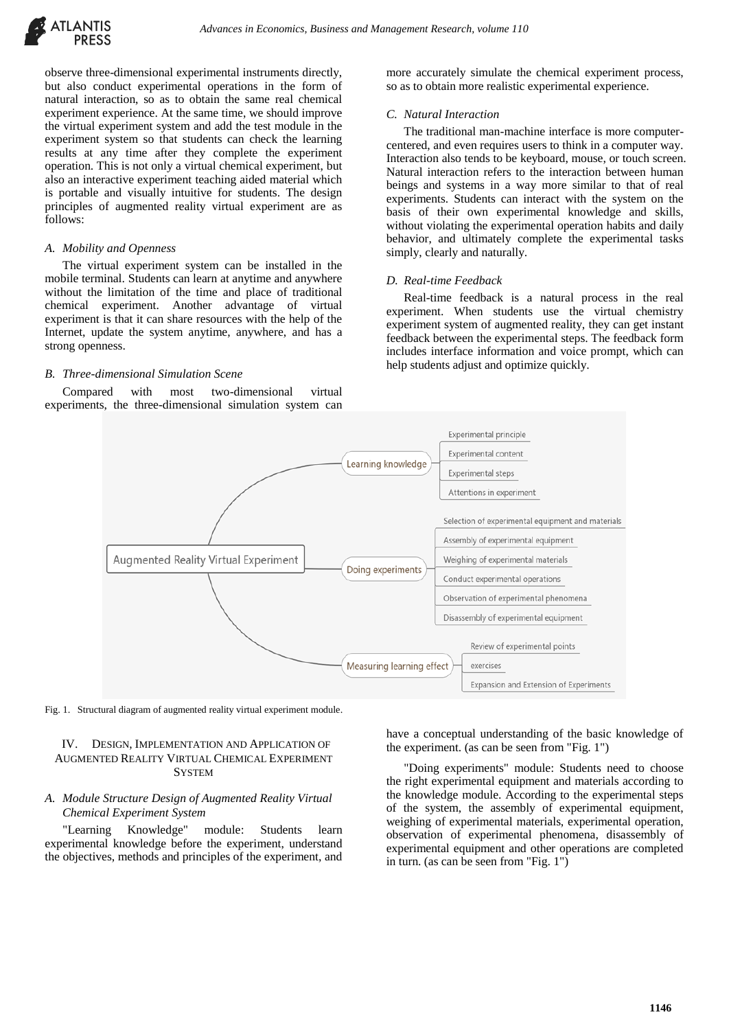observe three-dimensional experimental instruments directly, but also conduct experimental operations in the form of natural interaction, so as to obtain the same real chemical experiment experience. At the same time, we should improve the virtual experiment system and add the test module in the experiment system so that students can check the learning results at any time after they complete the experiment operation. This is not only a virtual chemical experiment, but also an interactive experiment teaching aided material which is portable and visually intuitive for students. The design principles of augmented reality virtual experiment are as follows:

### *A. Mobility and Openness*

The virtual experiment system can be installed in the mobile terminal. Students can learn at anytime and anywhere without the limitation of the time and place of traditional chemical experiment. Another advantage of virtual experiment is that it can share resources with the help of the Internet, update the system anytime, anywhere, and has a strong openness.

### *B. Three-dimensional Simulation Scene*

Compared with most two-dimensional virtual experiments, the three-dimensional simulation system can more accurately simulate the chemical experiment process, so as to obtain more realistic experimental experience.

### *C. Natural Interaction*

The traditional man-machine interface is more computer-centered, and even requires users to think in a computer way. Interaction also tends to be keyboard, mouse, or touch screen. Natural interaction refers to the interaction between human beings and systems in a way more similar to that of real experiments. Students can interact with the system on the basis of their own experimental knowledge and skills, without violating the experimental operation habits and daily behavior, and ultimately complete the experimental tasks simply, clearly and naturally.

### *D. Real-time Feedback*

Real-time feedback is a natural process in the real experiment. When students use the virtual chemistry experiment system of augmented reality, they can get instant feedback between the experimental steps. The feedback form includes interface information and voice prompt, which can help students adjust and optimize quickly.

- Augmented Reality Virtual Experiment
  - Learning knowledge
    - Experimental principle
    - Experimental content
    - Experimental steps
    - Attentions in experiment
  - Doing experiments
    - Selection of experimental equipment and materials
    - Assembly of experimental equipment
    - Weighing of experimental materials
    - Conduct experimental operations
    - Observation of experimental phenomena
    - Disassembly of experimental equipment
  - Measuring learning effect
    - Review of experimental points
    - exercises
    - Expansion and Extension of Experiments

Fig. 1. Structural diagram of augmented reality virtual experiment module.

## IV. Design, Implementation and Application of Augmented Reality Virtual Chemical Experiment System

### *A. Module Structure Design of Augmented Reality Virtual Chemical Experiment System*

"Learning Knowledge" module: Students learn experimental knowledge before the experiment, understand the objectives, methods and principles of the experiment, and have a conceptual understanding of the basic knowledge of the experiment. (as can be seen from "Fig. 1")

"Doing experiments" module: Students need to choose the right experimental equipment and materials according to the knowledge module. According to the experimental steps of the system, the assembly of experimental equipment, weighing of experimental materials, experimental operation, observation of experimental phenomena, disassembly of experimental equipment and other operations are completed in turn. (as can be seen from "Fig. 1")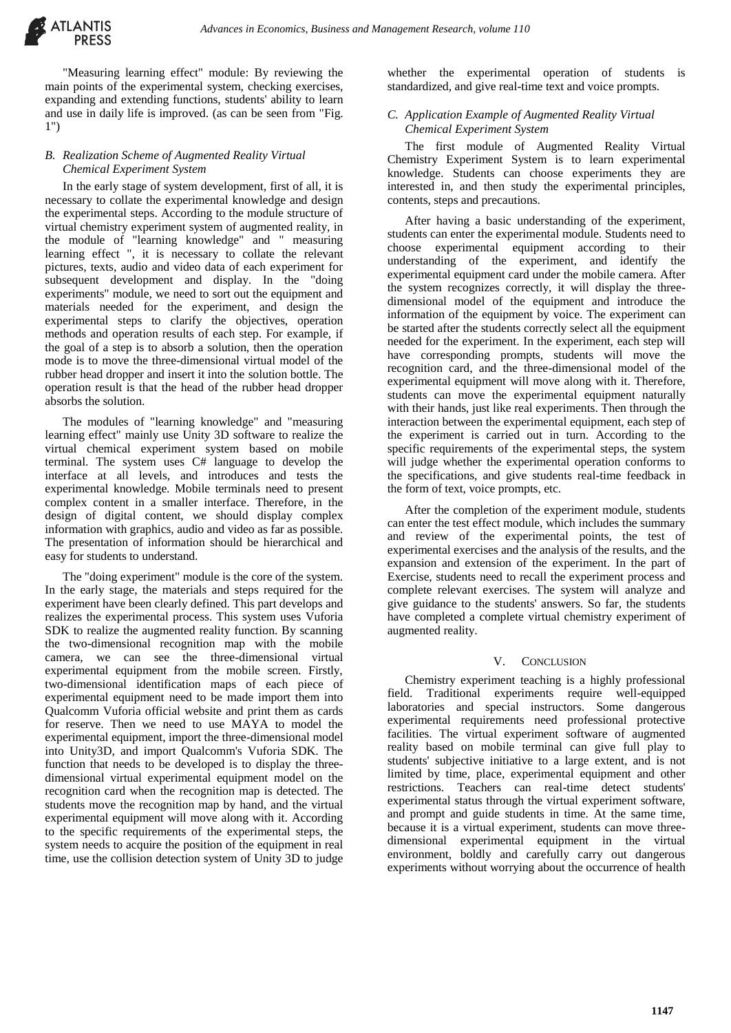"Measuring learning effect" module: By reviewing the main points of the experimental system, checking exercises, expanding and extending functions, students' ability to learn and use in daily life is improved. (as can be seen from "Fig. 1")

### *B. Realization Scheme of Augmented Reality Virtual Chemical Experiment System*

In the early stage of system development, first of all, it is necessary to collate the experimental knowledge and design the experimental steps. According to the module structure of virtual chemistry experiment system of augmented reality, in the module of "learning knowledge" and " measuring learning effect ", it is necessary to collate the relevant pictures, texts, audio and video data of each experiment for subsequent development and display. In the "doing experiments" module, we need to sort out the equipment and materials needed for the experiment, and design the experimental steps to clarify the objectives, operation methods and operation results of each step. For example, if the goal of a step is to absorb a solution, then the operation mode is to move the three-dimensional virtual model of the rubber head dropper and insert it into the solution bottle. The operation result is that the head of the rubber head dropper absorbs the solution.

The modules of "learning knowledge" and "measuring learning effect" mainly use Unity 3D software to realize the virtual chemical experiment system based on mobile terminal. The system uses C# language to develop the interface at all levels, and introduces and tests the experimental knowledge. Mobile terminals need to present complex content in a smaller interface. Therefore, in the design of digital content, we should display complex information with graphics, audio and video as far as possible. The presentation of information should be hierarchical and easy for students to understand.

The "doing experiment" module is the core of the system. In the early stage, the materials and steps required for the experiment have been clearly defined. This part develops and realizes the experimental process. This system uses Vuforia SDK to realize the augmented reality function. By scanning the two-dimensional recognition map with the mobile camera, we can see the three-dimensional virtual experimental equipment from the mobile screen. Firstly, two-dimensional identification maps of each piece of experimental equipment need to be made import them into Qualcomm Vuforia official website and print them as cards for reserve. Then we need to use MAYA to model the experimental equipment, import the three-dimensional model into Unity3D, and import Qualcomm's Vuforia SDK. The function that needs to be developed is to display the three-dimensional virtual experimental equipment model on the recognition card when the recognition map is detected. The students move the recognition map by hand, and the virtual experimental equipment will move along with it. According to the specific requirements of the experimental steps, the system needs to acquire the position of the equipment in real time, use the collision detection system of Unity 3D to judge whether the experimental operation of students is standardized, and give real-time text and voice prompts.

### *C. Application Example of Augmented Reality Virtual Chemical Experiment System*

The first module of Augmented Reality Virtual Chemistry Experiment System is to learn experimental knowledge. Students can choose experiments they are interested in, and then study the experimental principles, contents, steps and precautions.

After having a basic understanding of the experiment, students can enter the experimental module. Students need to choose experimental equipment according to their understanding of the experiment, and identify the experimental equipment card under the mobile camera. After the system recognizes correctly, it will display the three-dimensional model of the equipment and introduce the information of the equipment by voice. The experiment can be started after the students correctly select all the equipment needed for the experiment. In the experiment, each step will have corresponding prompts, students will move the recognition card, and the three-dimensional model of the experimental equipment will move along with it. Therefore, students can move the experimental equipment naturally with their hands, just like real experiments. Then through the interaction between the experimental equipment, each step of the experiment is carried out in turn. According to the specific requirements of the experimental steps, the system will judge whether the experimental operation conforms to the specifications, and give students real-time feedback in the form of text, voice prompts, etc.

After the completion of the experiment module, students can enter the test effect module, which includes the summary and review of the experimental points, the test of experimental exercises and the analysis of the results, and the expansion and extension of the experiment. In the part of Exercise, students need to recall the experiment process and complete relevant exercises. The system will analyze and give guidance to the students' answers. So far, the students have completed a complete virtual chemistry experiment of augmented reality.

## V. Conclusion

Chemistry experiment teaching is a highly professional field. Traditional experiments require well-equipped laboratories and special instructors. Some dangerous experimental requirements need professional protective facilities. The virtual experiment software of augmented reality based on mobile terminal can give full play to students' subjective initiative to a large extent, and is not limited by time, place, experimental equipment and other restrictions. Teachers can real-time detect students' experimental status through the virtual experiment software, and prompt and guide students in time. At the same time, because it is a virtual experiment, students can move three-dimensional experimental equipment in the virtual environment, boldly and carefully carry out dangerous experiments without worrying about the occurrence of health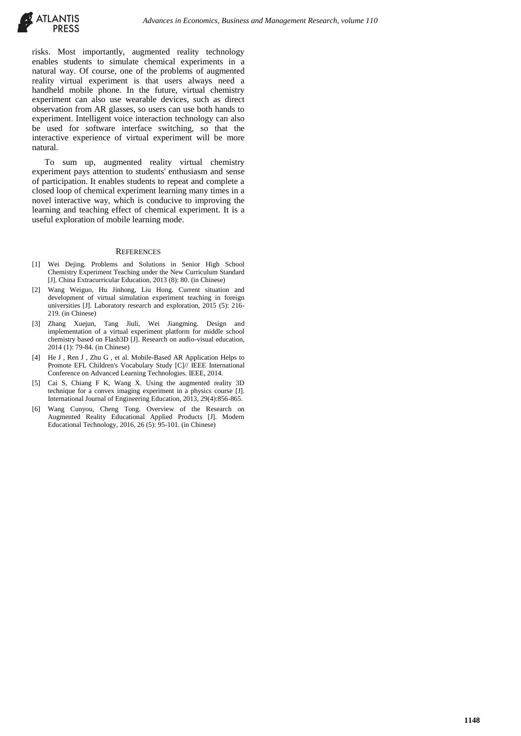risks. Most importantly, augmented reality technology enables students to simulate chemical experiments in a natural way. Of course, one of the problems of augmented reality virtual experiment is that users always need a handheld mobile phone. In the future, virtual chemistry experiment can also use wearable devices, such as direct observation from AR glasses, so users can use both hands to experiment. Intelligent voice interaction technology can also be used for software interface switching, so that the interactive experience of virtual experiment will be more natural.

To sum up, augmented reality virtual chemistry experiment pays attention to students' enthusiasm and sense of participation. It enables students to repeat and complete a closed loop of chemical experiment learning many times in a novel interactive way, which is conducive to improving the learning and teaching effect of chemical experiment. It is a useful exploration of mobile learning mode.

## References

[1] Wei Dejing. Problems and Solutions in Senior High School Chemistry Experiment Teaching under the New Curriculum Standard [J]. China Extracurricular Education, 2013 (8): 80. (in Chinese)

[2] Wang Weiguo, Hu Jinhong, Liu Hong. Current situation and development of virtual simulation experiment teaching in foreign universities [J]. Laboratory research and exploration, 2015 (5): 216-219. (in Chinese)

[3] Zhang Xuejun, Tang Jiuli, Wei Jiangming. Design and implementation of a virtual experiment platform for middle school chemistry based on Flash3D [J]. Research on audio-visual education, 2014 (1): 79-84. (in Chinese)

[4] He J , Ren J , Zhu G , et al. Mobile-Based AR Application Helps to Promote EFL Children's Vocabulary Study [C]// IEEE International Conference on Advanced Learning Technologies. IEEE, 2014.

[5] Cai S, Chiang F K, Wang X. Using the augmented reality 3D technique for a convex imaging experiment in a physics course [J]. International Journal of Engineering Education, 2013, 29(4):856-865.

[6] Wang Cunyou, Cheng Tong. Overview of the Research on Augmented Reality Educational Applied Products [J]. Modern Educational Technology, 2016, 26 (5): 95-101. (in Chinese)